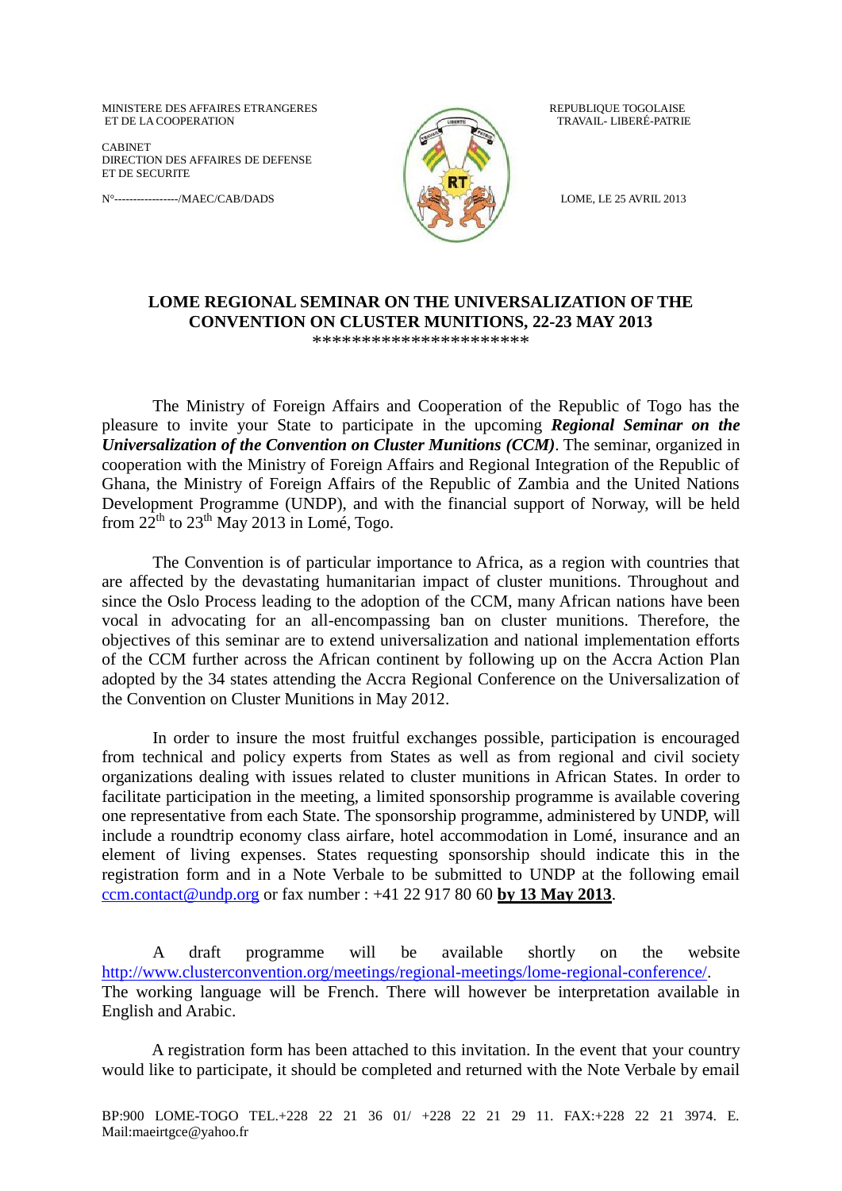MINISTERE DES AFFAIRES ETRANGERES
ET DE LA COOPERATION

CABINET
DIRECTION DES AFFAIRES DE DEFENSE
ET DE SECURITE

N°-----------------/MAEC/CAB/DADS

REPUBLIQUE TOGOLAISE
TRAVAIL- LIBERÉ-PATRIE

LOME, LE 25 AVRIL 2013

## LOME REGIONAL SEMINAR ON THE UNIVERSALIZATION OF THE CONVENTION ON CLUSTER MUNITIONS, 22-23 MAY 2013

**********************

The Ministry of Foreign Affairs and Cooperation of the Republic of Togo has the pleasure to invite your State to participate in the upcoming ***Regional Seminar on the Universalization of the Convention on Cluster Munitions (CCM)***. The seminar, organized in cooperation with the Ministry of Foreign Affairs and Regional Integration of the Republic of Ghana, the Ministry of Foreign Affairs of the Republic of Zambia and the United Nations Development Programme (UNDP), and with the financial support of Norway, will be held from 22th to 23th May 2013 in Lomé, Togo.

The Convention is of particular importance to Africa, as a region with countries that are affected by the devastating humanitarian impact of cluster munitions. Throughout and since the Oslo Process leading to the adoption of the CCM, many African nations have been vocal in advocating for an all-encompassing ban on cluster munitions. Therefore, the objectives of this seminar are to extend universalization and national implementation efforts of the CCM further across the African continent by following up on the Accra Action Plan adopted by the 34 states attending the Accra Regional Conference on the Universalization of the Convention on Cluster Munitions in May 2012.

In order to insure the most fruitful exchanges possible, participation is encouraged from technical and policy experts from States as well as from regional and civil society organizations dealing with issues related to cluster munitions in African States. In order to facilitate participation in the meeting, a limited sponsorship programme is available covering one representative from each State. The sponsorship programme, administered by UNDP, will include a roundtrip economy class airfare, hotel accommodation in Lomé, insurance and an element of living expenses. States requesting sponsorship should indicate this in the registration form and in a Note Verbale to be submitted to UNDP at the following email ccm.contact@undp.org or fax number : +41 22 917 80 60 **by 13 May 2013**.

A draft programme will be available shortly on the website http://www.clusterconvention.org/meetings/regional-meetings/lome-regional-conference/. The working language will be French. There will however be interpretation available in English and Arabic.

A registration form has been attached to this invitation. In the event that your country would like to participate, it should be completed and returned with the Note Verbale by email

BP:900 LOME-TOGO TEL.+228 22 21 36 01/ +228 22 21 29 11. FAX:+228 22 21 3974. E. Mail:maeirtgce@yahoo.fr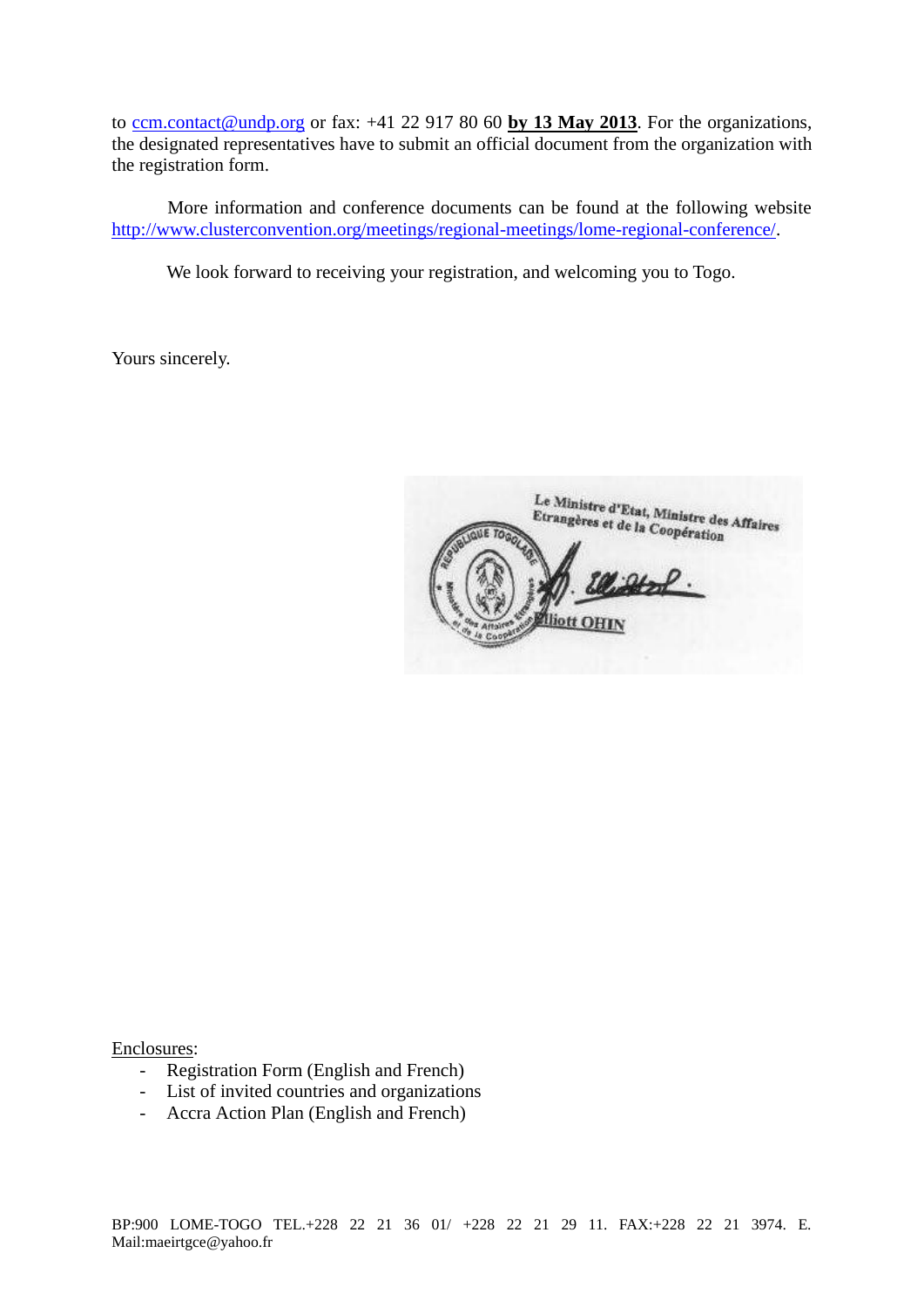to ccm.contact@undp.org or fax: +41 22 917 80 60 **by 13 May 2013**. For the organizations, the designated representatives have to submit an official document from the organization with the registration form.

More information and conference documents can be found at the following website http://www.clusterconvention.org/meetings/regional-meetings/lome-regional-conference/.

We look forward to receiving your registration, and welcoming you to Togo.

Yours sincerely.

Le Ministre d'Etat, Ministre des Affaires Etrangères et de la Coopération

Elliott OHIN

Enclosures:

- Registration Form (English and French)
- List of invited countries and organizations
- Accra Action Plan (English and French)

BP:900 LOME-TOGO TEL.+228 22 21 36 01/ +228 22 21 29 11. FAX:+228 22 21 3974. E. Mail:maeirtgce@yahoo.fr